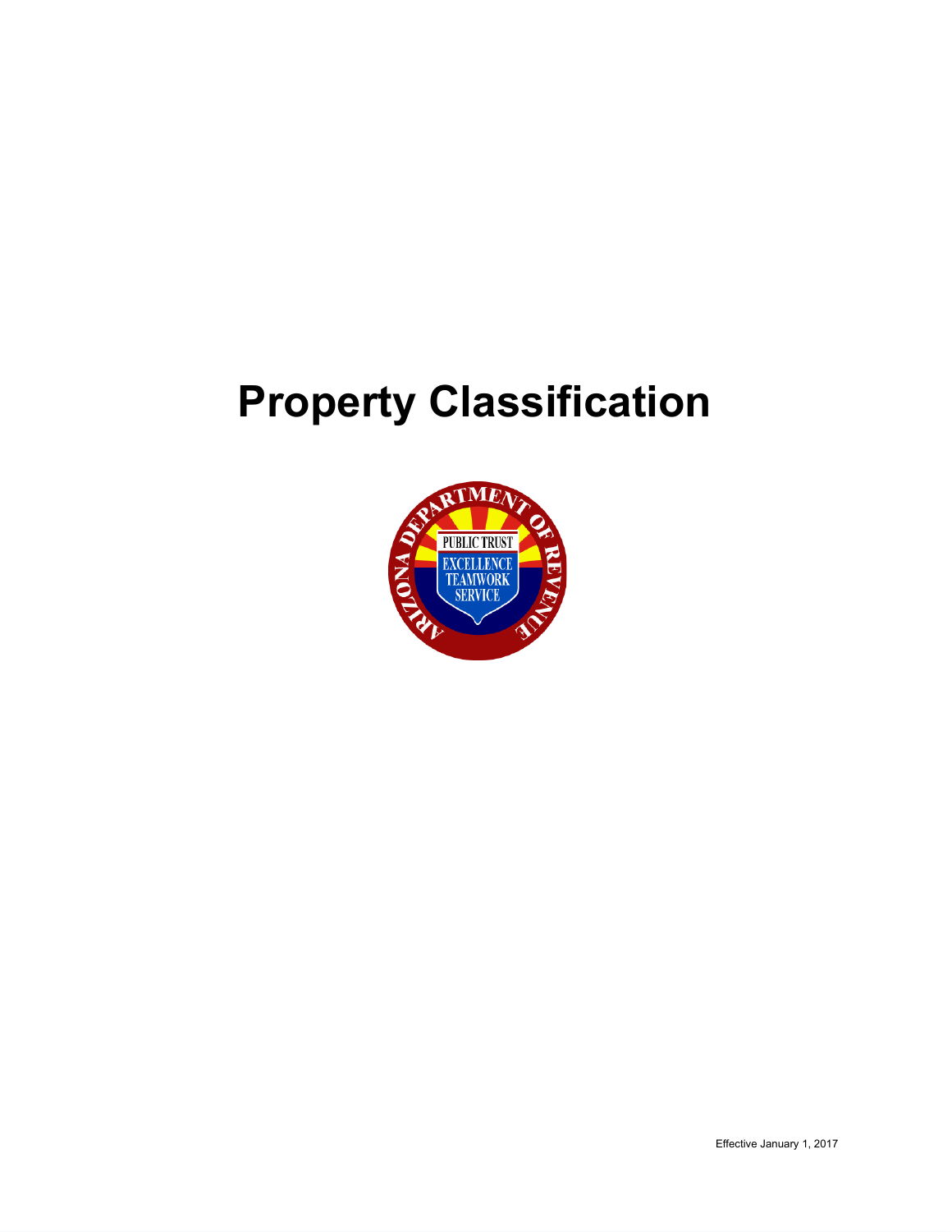# Property Classification

Effective January 1, 2017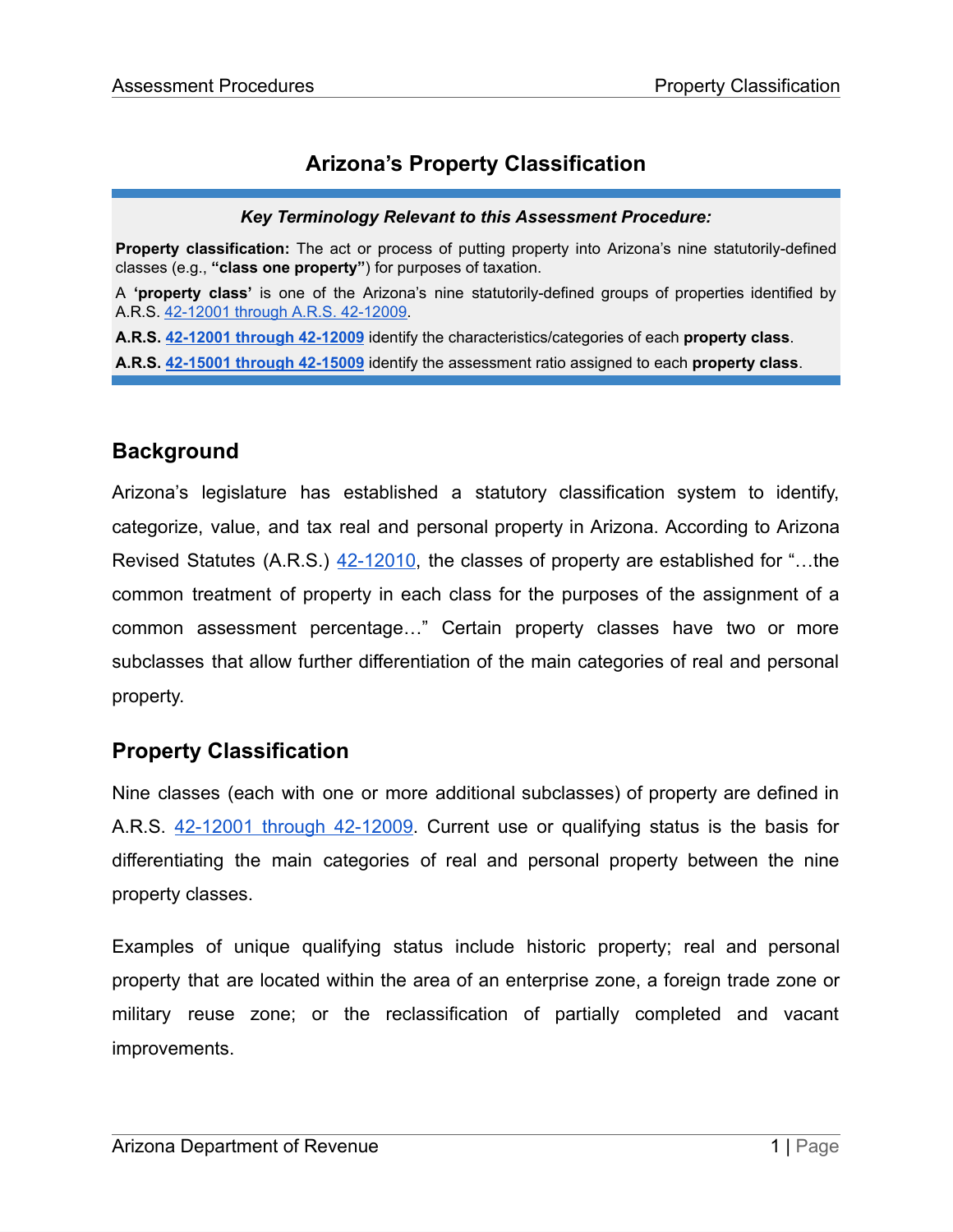# Arizona's Property Classification

***Key Terminology Relevant to this Assessment Procedure:***

**Property classification:** The act or process of putting property into Arizona's nine statutorily-defined classes (e.g., **"class one property"**) for purposes of taxation.

A **'property class'** is one of the Arizona's nine statutorily-defined groups of properties identified by A.R.S. 42-12001 through A.R.S. 42-12009.

**A.R.S. 42-12001 through 42-12009** identify the characteristics/categories of each **property class**.

**A.R.S. 42-15001 through 42-15009** identify the assessment ratio assigned to each **property class**.

## Background

Arizona's legislature has established a statutory classification system to identify, categorize, value, and tax real and personal property in Arizona. According to Arizona Revised Statutes (A.R.S.) 42-12010, the classes of property are established for "…the common treatment of property in each class for the purposes of the assignment of a common assessment percentage…" Certain property classes have two or more subclasses that allow further differentiation of the main categories of real and personal property.

## Property Classification

Nine classes (each with one or more additional subclasses) of property are defined in A.R.S. 42-12001 through 42-12009. Current use or qualifying status is the basis for differentiating the main categories of real and personal property between the nine property classes.

Examples of unique qualifying status include historic property; real and personal property that are located within the area of an enterprise zone, a foreign trade zone or military reuse zone; or the reclassification of partially completed and vacant improvements.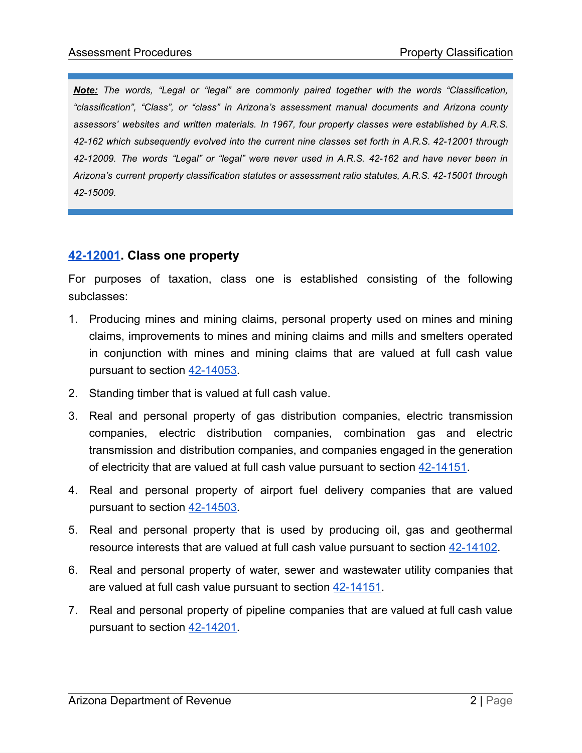> ***Note:*** *The words, "Legal or "legal" are commonly paired together with the words "Classification, "classification", "Class", or "class" in Arizona's assessment manual documents and Arizona county assessors' websites and written materials. In 1967, four property classes were established by A.R.S. 42-162 which subsequently evolved into the current nine classes set forth in A.R.S. 42-12001 through 42-12009. The words "Legal" or "legal" were never used in A.R.S. 42-162 and have never been in Arizona's current property classification statutes or assessment ratio statutes, A.R.S. 42-15001 through 42-15009.*

## 42-12001. Class one property

For purposes of taxation, class one is established consisting of the following subclasses:

1. Producing mines and mining claims, personal property used on mines and mining claims, improvements to mines and mining claims and mills and smelters operated in conjunction with mines and mining claims that are valued at full cash value pursuant to section 42-14053.
2. Standing timber that is valued at full cash value.
3. Real and personal property of gas distribution companies, electric transmission companies, electric distribution companies, combination gas and electric transmission and distribution companies, and companies engaged in the generation of electricity that are valued at full cash value pursuant to section 42-14151.
4. Real and personal property of airport fuel delivery companies that are valued pursuant to section 42-14503.
5. Real and personal property that is used by producing oil, gas and geothermal resource interests that are valued at full cash value pursuant to section 42-14102.
6. Real and personal property of water, sewer and wastewater utility companies that are valued at full cash value pursuant to section 42-14151.
7. Real and personal property of pipeline companies that are valued at full cash value pursuant to section 42-14201.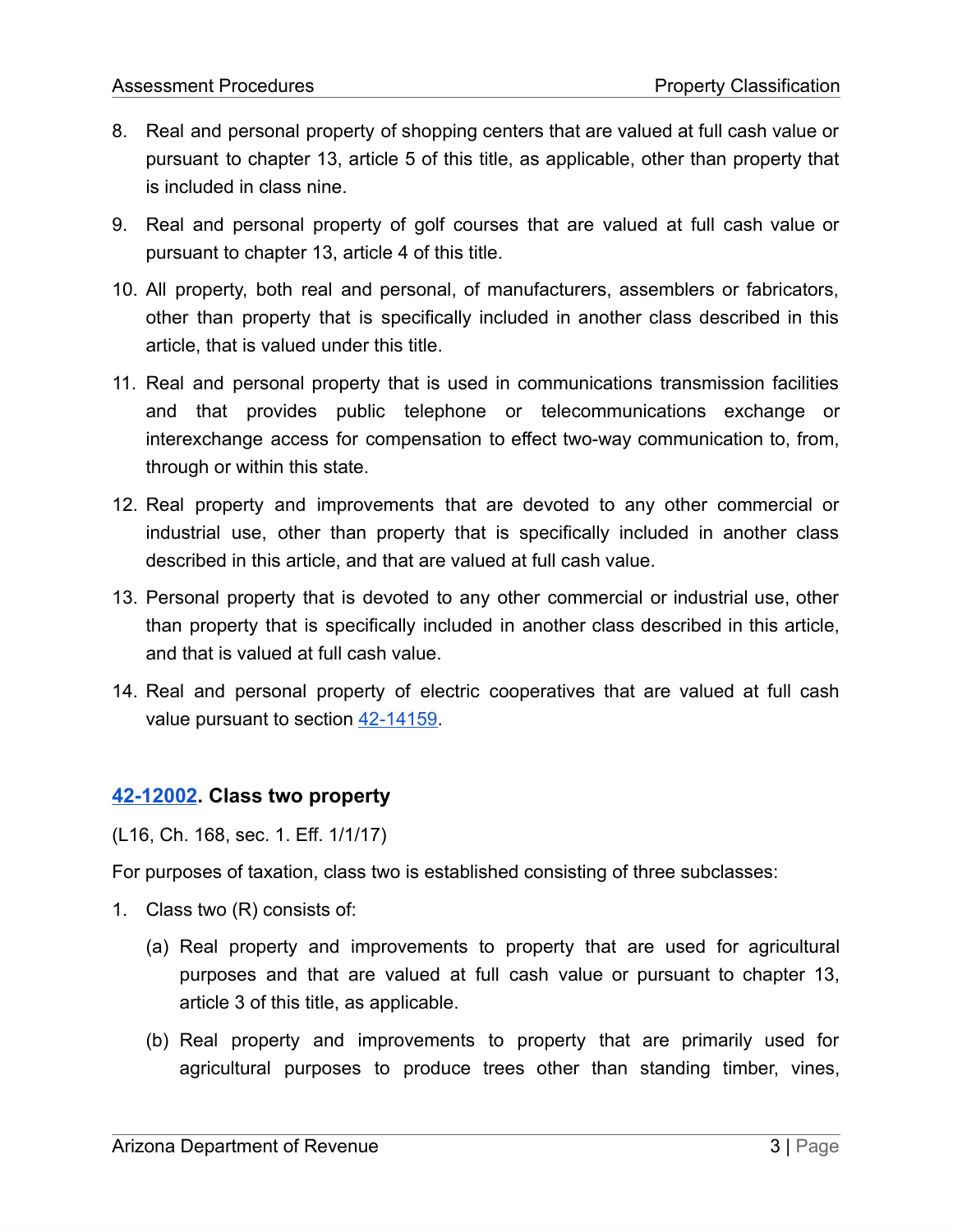8. Real and personal property of shopping centers that are valued at full cash value or pursuant to chapter 13, article 5 of this title, as applicable, other than property that is included in class nine.
9. Real and personal property of golf courses that are valued at full cash value or pursuant to chapter 13, article 4 of this title.
10. All property, both real and personal, of manufacturers, assemblers or fabricators, other than property that is specifically included in another class described in this article, that is valued under this title.
11. Real and personal property that is used in communications transmission facilities and that provides public telephone or telecommunications exchange or interexchange access for compensation to effect two-way communication to, from, through or within this state.
12. Real property and improvements that are devoted to any other commercial or industrial use, other than property that is specifically included in another class described in this article, and that are valued at full cash value.
13. Personal property that is devoted to any other commercial or industrial use, other than property that is specifically included in another class described in this article, and that is valued at full cash value.
14. Real and personal property of electric cooperatives that are valued at full cash value pursuant to section [42-14159](42-14159).

### [42-12002](42-12002). Class two property

(L16, Ch. 168, sec. 1. Eff. 1/1/17)

For purposes of taxation, class two is established consisting of three subclasses:

1. Class two (R) consists of:
   (a) Real property and improvements to property that are used for agricultural purposes and that are valued at full cash value or pursuant to chapter 13, article 3 of this title, as applicable.
   (b) Real property and improvements to property that are primarily used for agricultural purposes to produce trees other than standing timber, vines,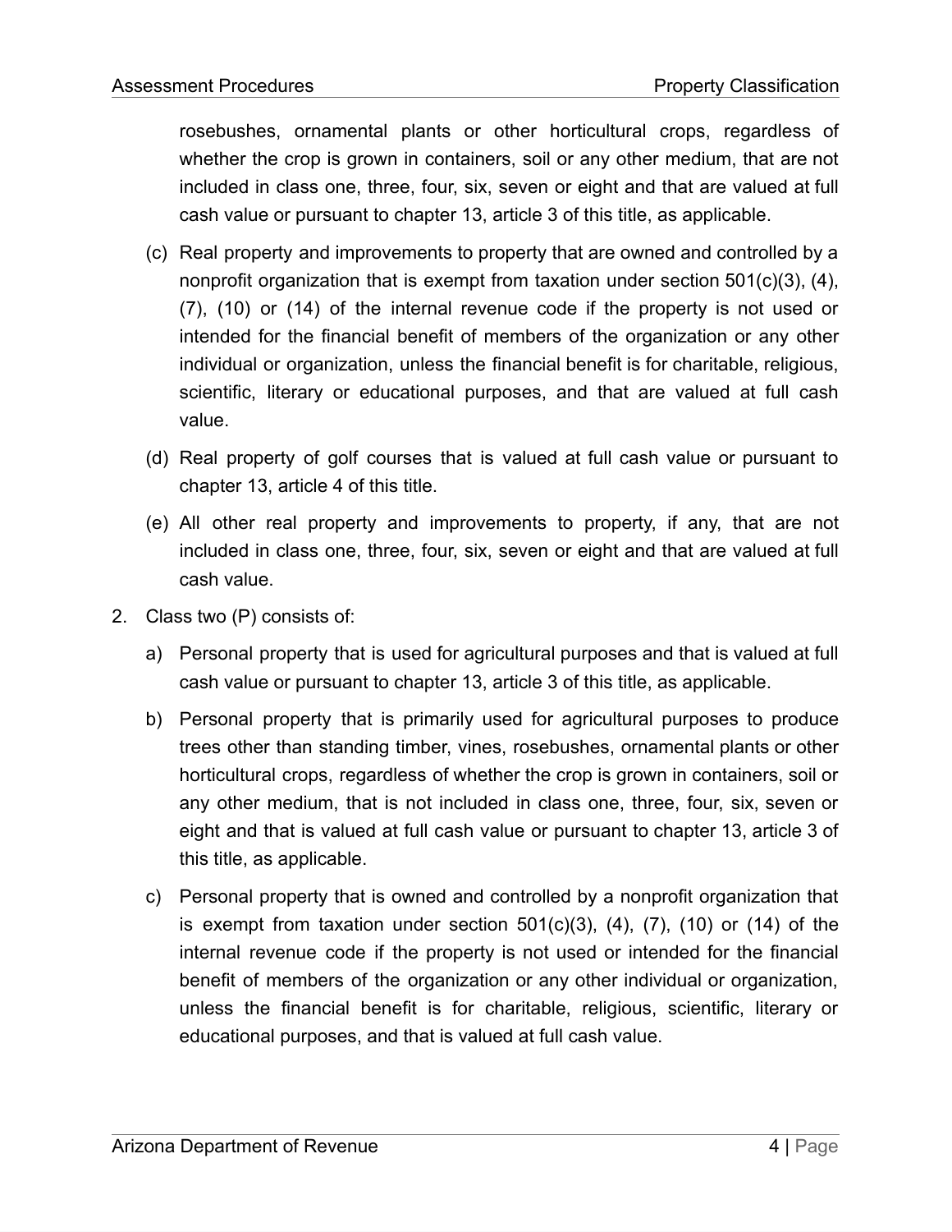rosebushes, ornamental plants or other horticultural crops, regardless of whether the crop is grown in containers, soil or any other medium, that are not included in class one, three, four, six, seven or eight and that are valued at full cash value or pursuant to chapter 13, article 3 of this title, as applicable.

(c) Real property and improvements to property that are owned and controlled by a nonprofit organization that is exempt from taxation under section 501(c)(3), (4), (7), (10) or (14) of the internal revenue code if the property is not used or intended for the financial benefit of members of the organization or any other individual or organization, unless the financial benefit is for charitable, religious, scientific, literary or educational purposes, and that are valued at full cash value.

(d) Real property of golf courses that is valued at full cash value or pursuant to chapter 13, article 4 of this title.

(e) All other real property and improvements to property, if any, that are not included in class one, three, four, six, seven or eight and that are valued at full cash value.

2. Class two (P) consists of:

   a) Personal property that is used for agricultural purposes and that is valued at full cash value or pursuant to chapter 13, article 3 of this title, as applicable.

   b) Personal property that is primarily used for agricultural purposes to produce trees other than standing timber, vines, rosebushes, ornamental plants or other horticultural crops, regardless of whether the crop is grown in containers, soil or any other medium, that is not included in class one, three, four, six, seven or eight and that is valued at full cash value or pursuant to chapter 13, article 3 of this title, as applicable.

   c) Personal property that is owned and controlled by a nonprofit organization that is exempt from taxation under section 501(c)(3), (4), (7), (10) or (14) of the internal revenue code if the property is not used or intended for the financial benefit of members of the organization or any other individual or organization, unless the financial benefit is for charitable, religious, scientific, literary or educational purposes, and that is valued at full cash value.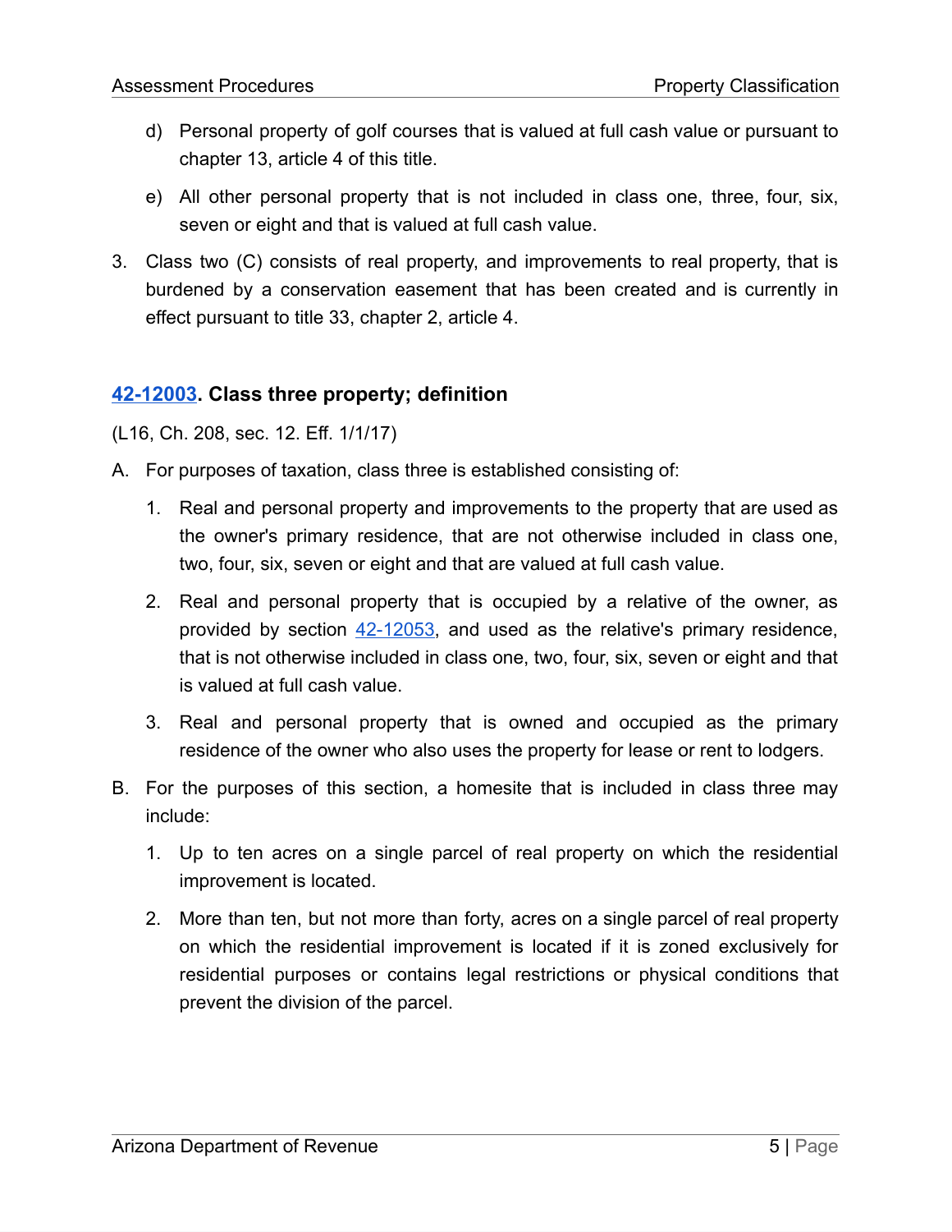d) Personal property of golf courses that is valued at full cash value or pursuant to chapter 13, article 4 of this title.

e) All other personal property that is not included in class one, three, four, six, seven or eight and that is valued at full cash value.

3. Class two (C) consists of real property, and improvements to real property, that is burdened by a conservation easement that has been created and is currently in effect pursuant to title 33, chapter 2, article 4.

### [42-12003](42-12003). Class three property; definition

(L16, Ch. 208, sec. 12. Eff. 1/1/17)

A. For purposes of taxation, class three is established consisting of:

1. Real and personal property and improvements to the property that are used as the owner's primary residence, that are not otherwise included in class one, two, four, six, seven or eight and that are valued at full cash value.

2. Real and personal property that is occupied by a relative of the owner, as provided by section [42-12053](42-12053), and used as the relative's primary residence, that is not otherwise included in class one, two, four, six, seven or eight and that is valued at full cash value.

3. Real and personal property that is owned and occupied as the primary residence of the owner who also uses the property for lease or rent to lodgers.

B. For the purposes of this section, a homesite that is included in class three may include:

1. Up to ten acres on a single parcel of real property on which the residential improvement is located.

2. More than ten, but not more than forty, acres on a single parcel of real property on which the residential improvement is located if it is zoned exclusively for residential purposes or contains legal restrictions or physical conditions that prevent the division of the parcel.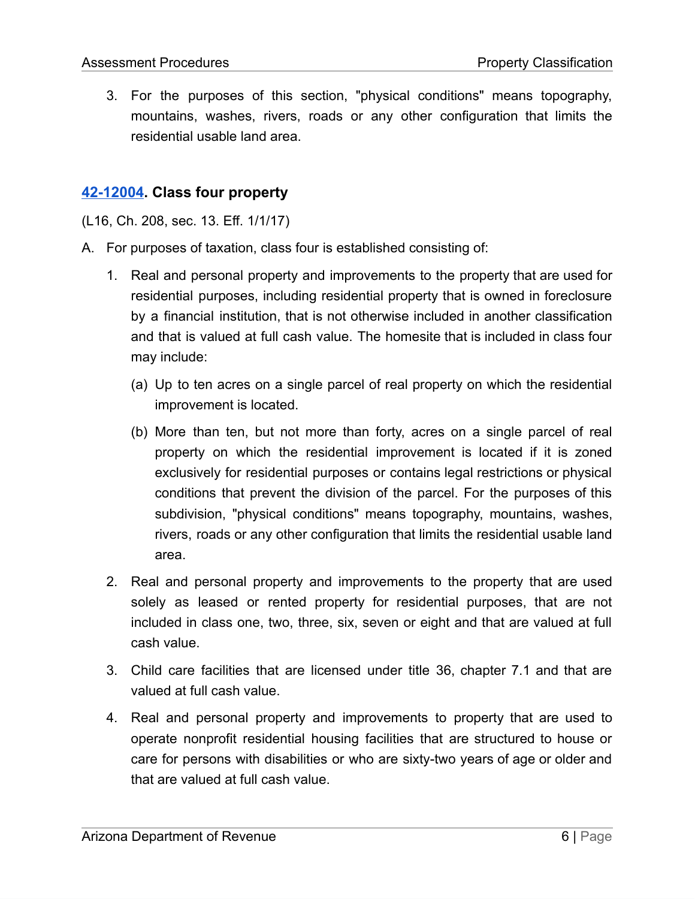3. For the purposes of this section, "physical conditions" means topography, mountains, washes, rivers, roads or any other configuration that limits the residential usable land area.

## 42-12004. Class four property

(L16, Ch. 208, sec. 13. Eff. 1/1/17)

A. For purposes of taxation, class four is established consisting of:

   1. Real and personal property and improvements to the property that are used for residential purposes, including residential property that is owned in foreclosure by a financial institution, that is not otherwise included in another classification and that is valued at full cash value. The homesite that is included in class four may include:

      (a) Up to ten acres on a single parcel of real property on which the residential improvement is located.

      (b) More than ten, but not more than forty, acres on a single parcel of real property on which the residential improvement is located if it is zoned exclusively for residential purposes or contains legal restrictions or physical conditions that prevent the division of the parcel. For the purposes of this subdivision, "physical conditions" means topography, mountains, washes, rivers, roads or any other configuration that limits the residential usable land area.

   2. Real and personal property and improvements to the property that are used solely as leased or rented property for residential purposes, that are not included in class one, two, three, six, seven or eight and that are valued at full cash value.

   3. Child care facilities that are licensed under title 36, chapter 7.1 and that are valued at full cash value.

   4. Real and personal property and improvements to property that are used to operate nonprofit residential housing facilities that are structured to house or care for persons with disabilities or who are sixty-two years of age or older and that are valued at full cash value.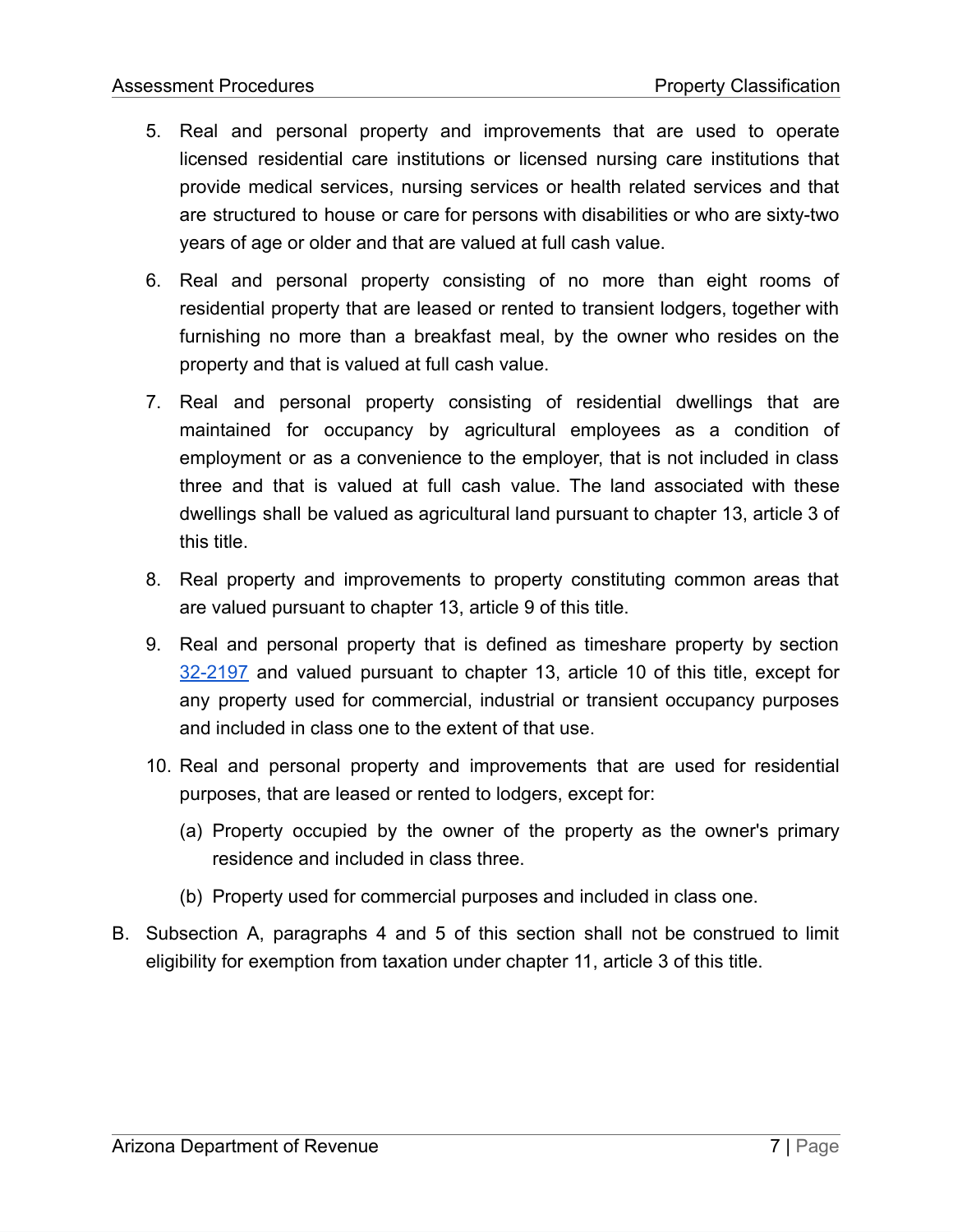5. Real and personal property and improvements that are used to operate licensed residential care institutions or licensed nursing care institutions that provide medical services, nursing services or health related services and that are structured to house or care for persons with disabilities or who are sixty-two years of age or older and that are valued at full cash value.

6. Real and personal property consisting of no more than eight rooms of residential property that are leased or rented to transient lodgers, together with furnishing no more than a breakfast meal, by the owner who resides on the property and that is valued at full cash value.

7. Real and personal property consisting of residential dwellings that are maintained for occupancy by agricultural employees as a condition of employment or as a convenience to the employer, that is not included in class three and that is valued at full cash value. The land associated with these dwellings shall be valued as agricultural land pursuant to chapter 13, article 3 of this title.

8. Real property and improvements to property constituting common areas that are valued pursuant to chapter 13, article 9 of this title.

9. Real and personal property that is defined as timeshare property by section [32-2197](32-2197) and valued pursuant to chapter 13, article 10 of this title, except for any property used for commercial, industrial or transient occupancy purposes and included in class one to the extent of that use.

10. Real and personal property and improvements that are used for residential purposes, that are leased or rented to lodgers, except for:

    (a) Property occupied by the owner of the property as the owner's primary residence and included in class three.

    (b) Property used for commercial purposes and included in class one.

B. Subsection A, paragraphs 4 and 5 of this section shall not be construed to limit eligibility for exemption from taxation under chapter 11, article 3 of this title.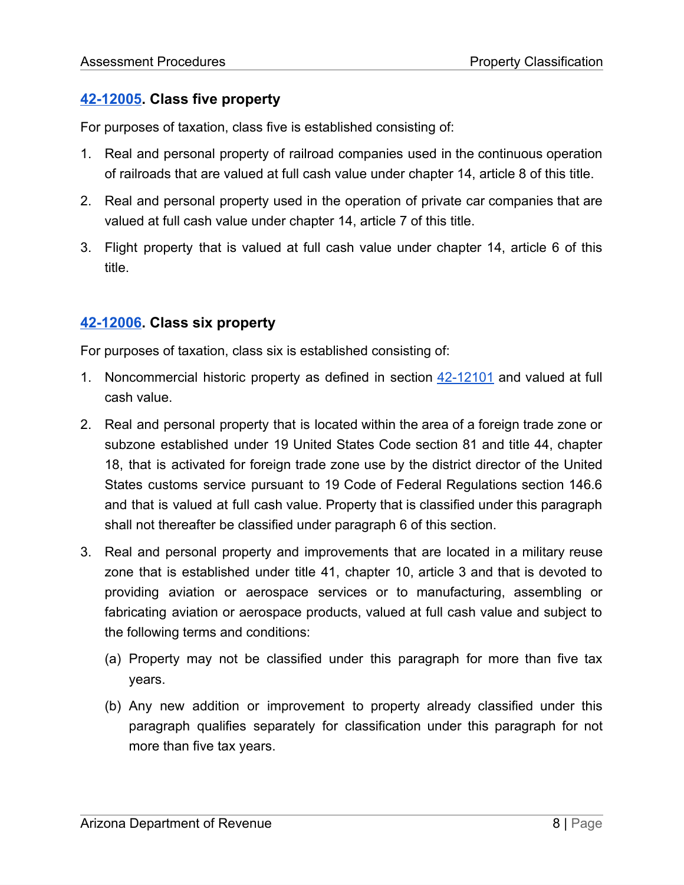### [42-12005](#). Class five property

For purposes of taxation, class five is established consisting of:

1. Real and personal property of railroad companies used in the continuous operation of railroads that are valued at full cash value under chapter 14, article 8 of this title.
2. Real and personal property used in the operation of private car companies that are valued at full cash value under chapter 14, article 7 of this title.
3. Flight property that is valued at full cash value under chapter 14, article 6 of this title.

### [42-12006](#). Class six property

For purposes of taxation, class six is established consisting of:

1. Noncommercial historic property as defined in section [42-12101](#) and valued at full cash value.
2. Real and personal property that is located within the area of a foreign trade zone or subzone established under 19 United States Code section 81 and title 44, chapter 18, that is activated for foreign trade zone use by the district director of the United States customs service pursuant to 19 Code of Federal Regulations section 146.6 and that is valued at full cash value. Property that is classified under this paragraph shall not thereafter be classified under paragraph 6 of this section.
3. Real and personal property and improvements that are located in a military reuse zone that is established under title 41, chapter 10, article 3 and that is devoted to providing aviation or aerospace services or to manufacturing, assembling or fabricating aviation or aerospace products, valued at full cash value and subject to the following terms and conditions:
   (a) Property may not be classified under this paragraph for more than five tax years.
   (b) Any new addition or improvement to property already classified under this paragraph qualifies separately for classification under this paragraph for not more than five tax years.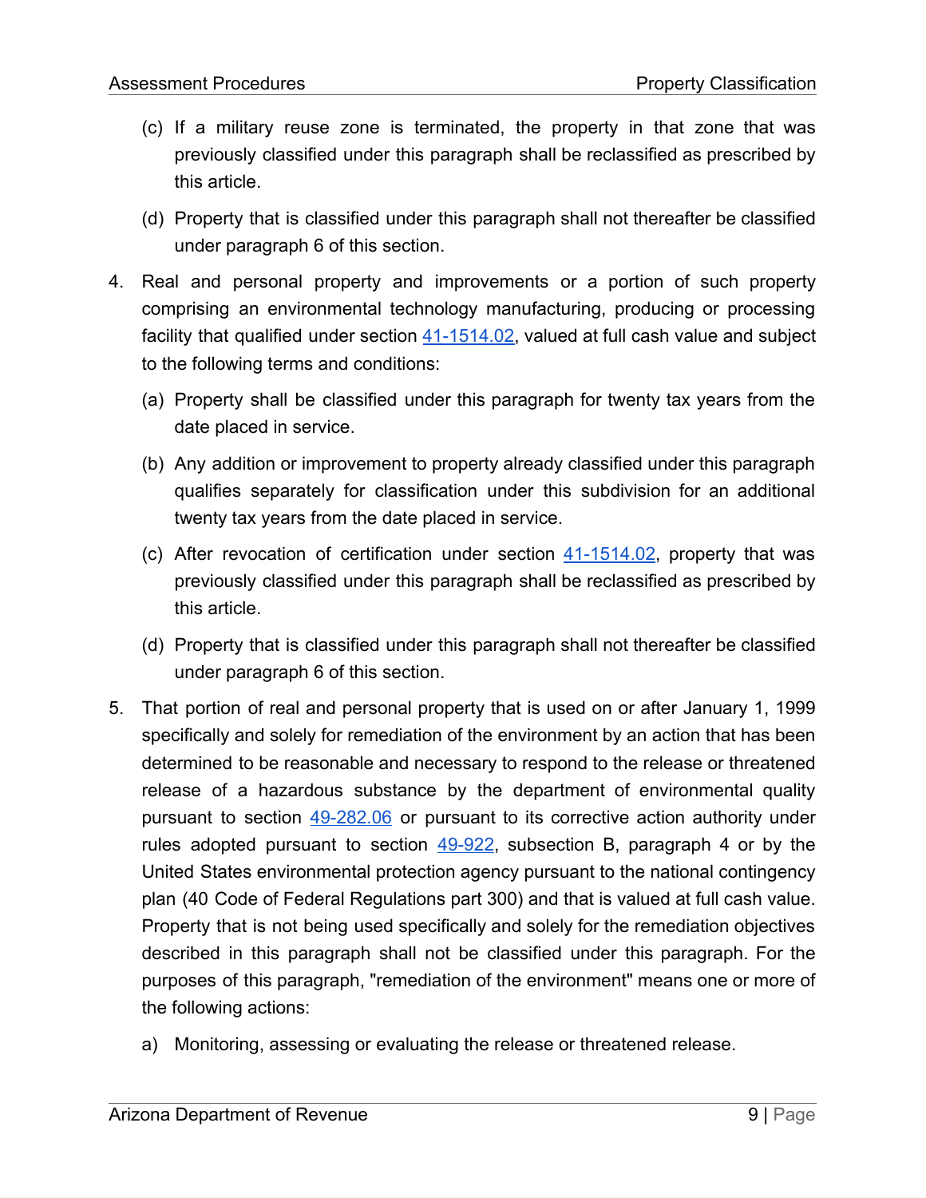(c) If a military reuse zone is terminated, the property in that zone that was previously classified under this paragraph shall be reclassified as prescribed by this article.

(d) Property that is classified under this paragraph shall not thereafter be classified under paragraph 6 of this section.

4. Real and personal property and improvements or a portion of such property comprising an environmental technology manufacturing, producing or processing facility that qualified under section 41-1514.02, valued at full cash value and subject to the following terms and conditions:

   (a) Property shall be classified under this paragraph for twenty tax years from the date placed in service.

   (b) Any addition or improvement to property already classified under this paragraph qualifies separately for classification under this subdivision for an additional twenty tax years from the date placed in service.

   (c) After revocation of certification under section 41-1514.02, property that was previously classified under this paragraph shall be reclassified as prescribed by this article.

   (d) Property that is classified under this paragraph shall not thereafter be classified under paragraph 6 of this section.

5. That portion of real and personal property that is used on or after January 1, 1999 specifically and solely for remediation of the environment by an action that has been determined to be reasonable and necessary to respond to the release or threatened release of a hazardous substance by the department of environmental quality pursuant to section 49-282.06 or pursuant to its corrective action authority under rules adopted pursuant to section 49-922, subsection B, paragraph 4 or by the United States environmental protection agency pursuant to the national contingency plan (40 Code of Federal Regulations part 300) and that is valued at full cash value. Property that is not being used specifically and solely for the remediation objectives described in this paragraph shall not be classified under this paragraph. For the purposes of this paragraph, "remediation of the environment" means one or more of the following actions:

   a) Monitoring, assessing or evaluating the release or threatened release.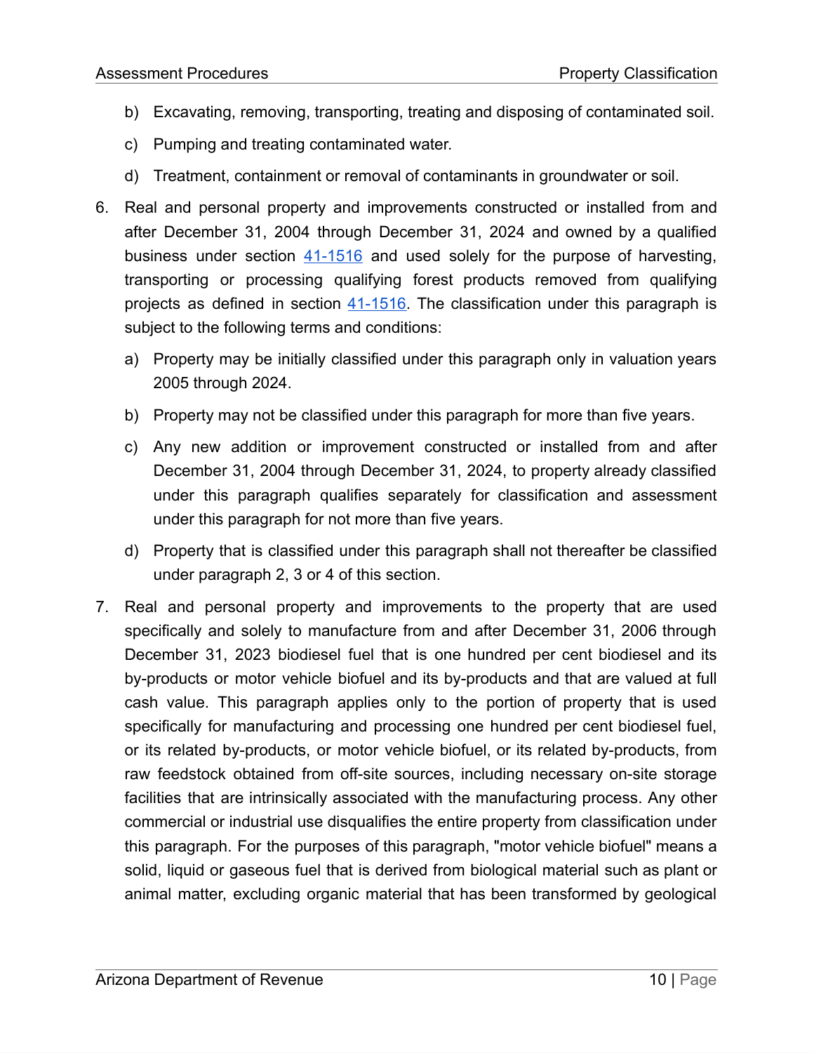b) Excavating, removing, transporting, treating and disposing of contaminated soil.

   c) Pumping and treating contaminated water.

   d) Treatment, containment or removal of contaminants in groundwater or soil.

6. Real and personal property and improvements constructed or installed from and after December 31, 2004 through December 31, 2024 and owned by a qualified business under section 41-1516 and used solely for the purpose of harvesting, transporting or processing qualifying forest products removed from qualifying projects as defined in section 41-1516. The classification under this paragraph is subject to the following terms and conditions:

   a) Property may be initially classified under this paragraph only in valuation years 2005 through 2024.

   b) Property may not be classified under this paragraph for more than five years.

   c) Any new addition or improvement constructed or installed from and after December 31, 2004 through December 31, 2024, to property already classified under this paragraph qualifies separately for classification and assessment under this paragraph for not more than five years.

   d) Property that is classified under this paragraph shall not thereafter be classified under paragraph 2, 3 or 4 of this section.

7. Real and personal property and improvements to the property that are used specifically and solely to manufacture from and after December 31, 2006 through December 31, 2023 biodiesel fuel that is one hundred per cent biodiesel and its by-products or motor vehicle biofuel and its by-products and that are valued at full cash value. This paragraph applies only to the portion of property that is used specifically for manufacturing and processing one hundred per cent biodiesel fuel, or its related by-products, or motor vehicle biofuel, or its related by-products, from raw feedstock obtained from off-site sources, including necessary on-site storage facilities that are intrinsically associated with the manufacturing process. Any other commercial or industrial use disqualifies the entire property from classification under this paragraph. For the purposes of this paragraph, "motor vehicle biofuel" means a solid, liquid or gaseous fuel that is derived from biological material such as plant or animal matter, excluding organic material that has been transformed by geological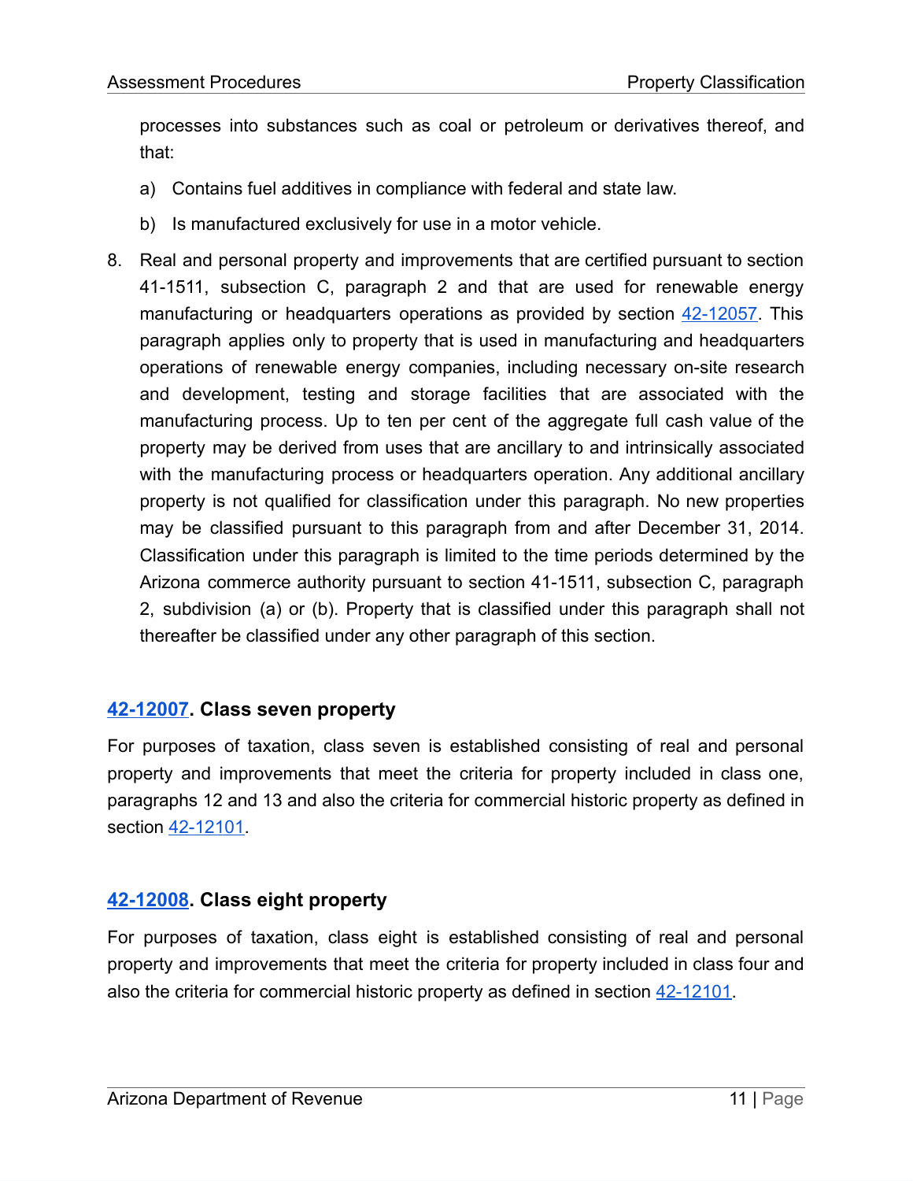processes into substances such as coal or petroleum or derivatives thereof, and that:

a) Contains fuel additives in compliance with federal and state law.

b) Is manufactured exclusively for use in a motor vehicle.

8. Real and personal property and improvements that are certified pursuant to section 41-1511, subsection C, paragraph 2 and that are used for renewable energy manufacturing or headquarters operations as provided by section 42-12057. This paragraph applies only to property that is used in manufacturing and headquarters operations of renewable energy companies, including necessary on-site research and development, testing and storage facilities that are associated with the manufacturing process. Up to ten per cent of the aggregate full cash value of the property may be derived from uses that are ancillary to and intrinsically associated with the manufacturing process or headquarters operation. Any additional ancillary property is not qualified for classification under this paragraph. No new properties may be classified pursuant to this paragraph from and after December 31, 2014. Classification under this paragraph is limited to the time periods determined by the Arizona commerce authority pursuant to section 41-1511, subsection C, paragraph 2, subdivision (a) or (b). Property that is classified under this paragraph shall not thereafter be classified under any other paragraph of this section.

## 42-12007. Class seven property

For purposes of taxation, class seven is established consisting of real and personal property and improvements that meet the criteria for property included in class one, paragraphs 12 and 13 and also the criteria for commercial historic property as defined in section 42-12101.

## 42-12008. Class eight property

For purposes of taxation, class eight is established consisting of real and personal property and improvements that meet the criteria for property included in class four and also the criteria for commercial historic property as defined in section 42-12101.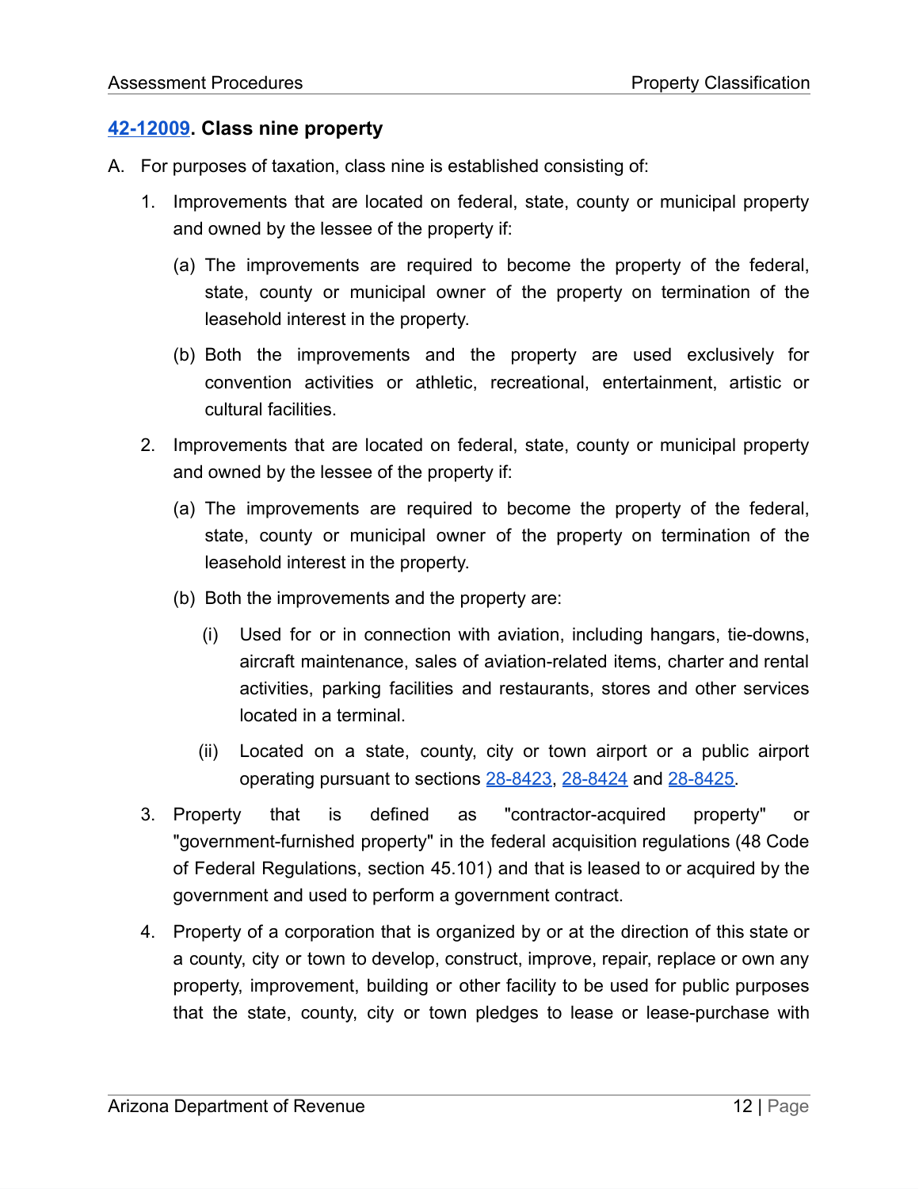## [42-12009](#). Class nine property

A. For purposes of taxation, class nine is established consisting of:

1. Improvements that are located on federal, state, county or municipal property and owned by the lessee of the property if:

   (a) The improvements are required to become the property of the federal, state, county or municipal owner of the property on termination of the leasehold interest in the property.

   (b) Both the improvements and the property are used exclusively for convention activities or athletic, recreational, entertainment, artistic or cultural facilities.

2. Improvements that are located on federal, state, county or municipal property and owned by the lessee of the property if:

   (a) The improvements are required to become the property of the federal, state, county or municipal owner of the property on termination of the leasehold interest in the property.

   (b) Both the improvements and the property are:

      (i) Used for or in connection with aviation, including hangars, tie-downs, aircraft maintenance, sales of aviation-related items, charter and rental activities, parking facilities and restaurants, stores and other services located in a terminal.

      (ii) Located on a state, county, city or town airport or a public airport operating pursuant to sections [28-8423](#), [28-8424](#) and [28-8425](#).

3. Property that is defined as "contractor-acquired property" or "government-furnished property" in the federal acquisition regulations (48 Code of Federal Regulations, section 45.101) and that is leased to or acquired by the government and used to perform a government contract.

4. Property of a corporation that is organized by or at the direction of this state or a county, city or town to develop, construct, improve, repair, replace or own any property, improvement, building or other facility to be used for public purposes that the state, county, city or town pledges to lease or lease-purchase with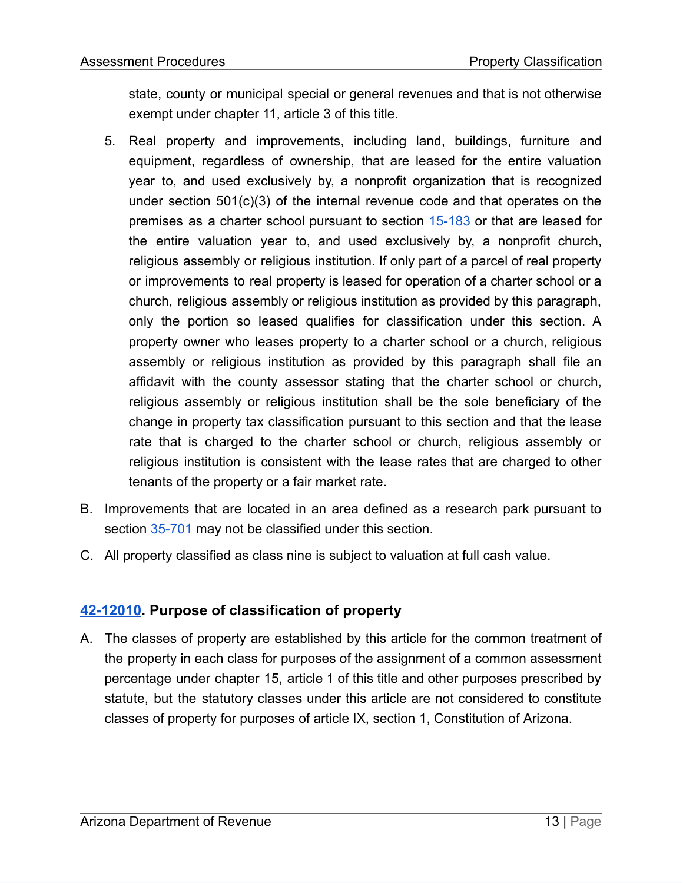state, county or municipal special or general revenues and that is not otherwise exempt under chapter 11, article 3 of this title.

5. Real property and improvements, including land, buildings, furniture and equipment, regardless of ownership, that are leased for the entire valuation year to, and used exclusively by, a nonprofit organization that is recognized under section 501(c)(3) of the internal revenue code and that operates on the premises as a charter school pursuant to section [15-183]() or that are leased for the entire valuation year to, and used exclusively by, a nonprofit church, religious assembly or religious institution. If only part of a parcel of real property or improvements to real property is leased for operation of a charter school or a church, religious assembly or religious institution as provided by this paragraph, only the portion so leased qualifies for classification under this section. A property owner who leases property to a charter school or a church, religious assembly or religious institution as provided by this paragraph shall file an affidavit with the county assessor stating that the charter school or church, religious assembly or religious institution shall be the sole beneficiary of the change in property tax classification pursuant to this section and that the lease rate that is charged to the charter school or church, religious assembly or religious institution is consistent with the lease rates that are charged to other tenants of the property or a fair market rate.

B. Improvements that are located in an area defined as a research park pursuant to section [35-701]() may not be classified under this section.

C. All property classified as class nine is subject to valuation at full cash value.

## [42-12010](). Purpose of classification of property

A. The classes of property are established by this article for the common treatment of the property in each class for purposes of the assignment of a common assessment percentage under chapter 15, article 1 of this title and other purposes prescribed by statute, but the statutory classes under this article are not considered to constitute classes of property for purposes of article IX, section 1, Constitution of Arizona.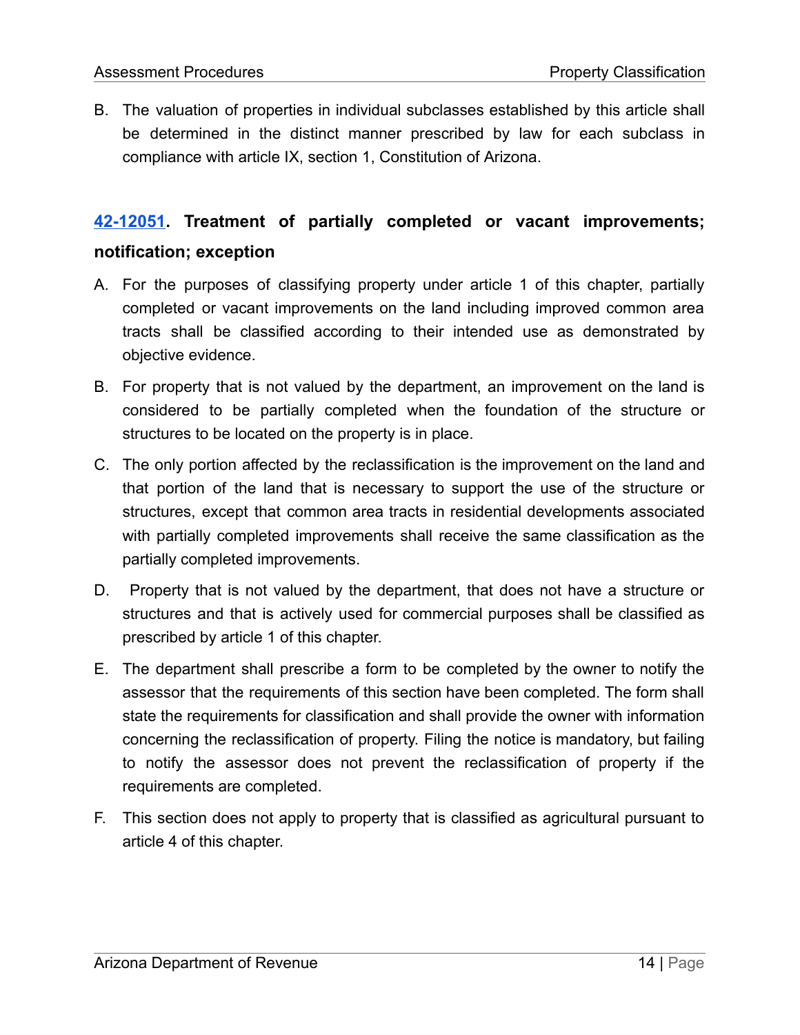B. The valuation of properties in individual subclasses established by this article shall be determined in the distinct manner prescribed by law for each subclass in compliance with article IX, section 1, Constitution of Arizona.

## [42-12051](42-12051). Treatment of partially completed or vacant improvements; notification; exception

A. For the purposes of classifying property under article 1 of this chapter, partially completed or vacant improvements on the land including improved common area tracts shall be classified according to their intended use as demonstrated by objective evidence.

B. For property that is not valued by the department, an improvement on the land is considered to be partially completed when the foundation of the structure or structures to be located on the property is in place.

C. The only portion affected by the reclassification is the improvement on the land and that portion of the land that is necessary to support the use of the structure or structures, except that common area tracts in residential developments associated with partially completed improvements shall receive the same classification as the partially completed improvements.

D. Property that is not valued by the department, that does not have a structure or structures and that is actively used for commercial purposes shall be classified as prescribed by article 1 of this chapter.

E. The department shall prescribe a form to be completed by the owner to notify the assessor that the requirements of this section have been completed. The form shall state the requirements for classification and shall provide the owner with information concerning the reclassification of property. Filing the notice is mandatory, but failing to notify the assessor does not prevent the reclassification of property if the requirements are completed.

F. This section does not apply to property that is classified as agricultural pursuant to article 4 of this chapter.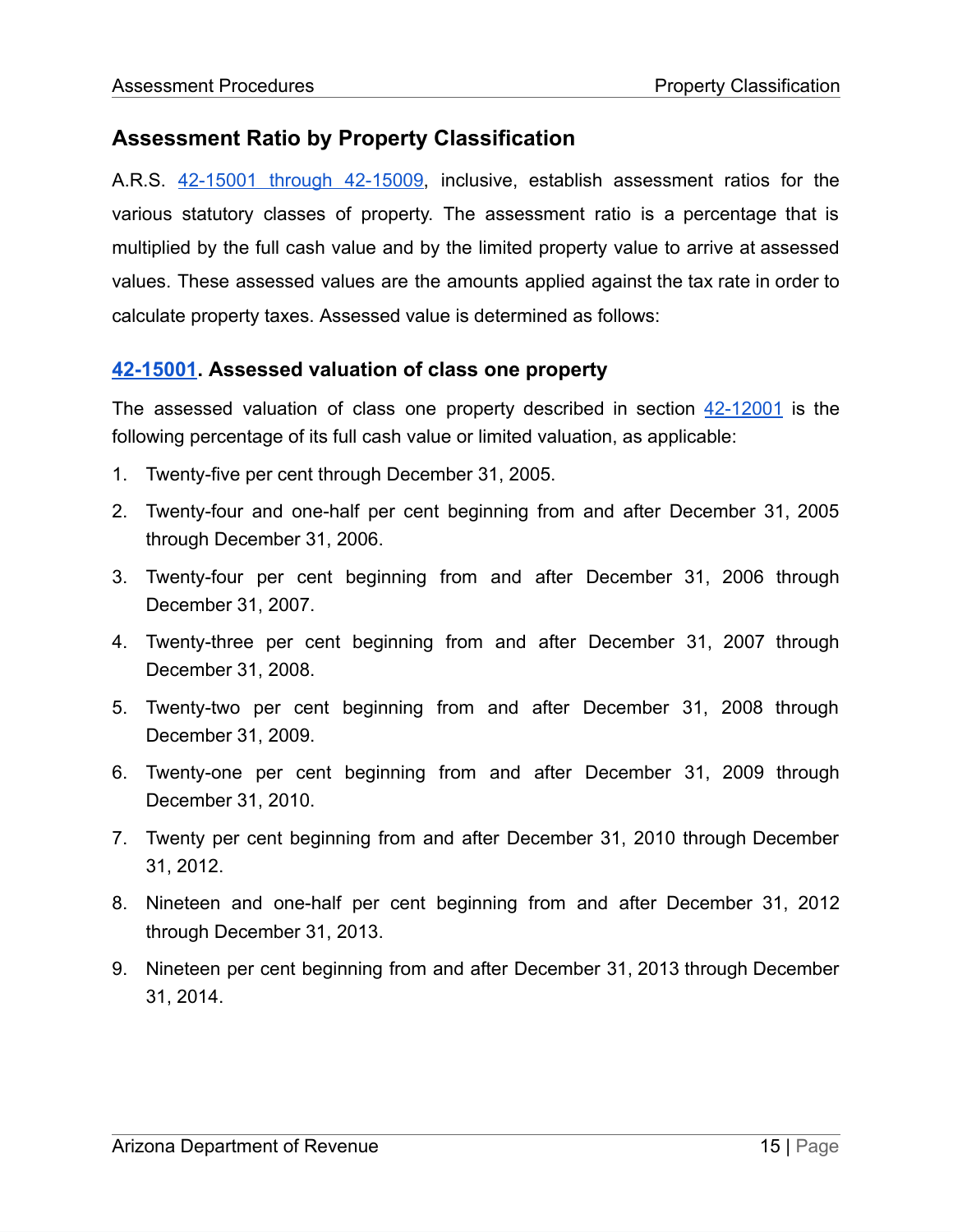## Assessment Ratio by Property Classification

A.R.S. 42-15001 through 42-15009, inclusive, establish assessment ratios for the various statutory classes of property. The assessment ratio is a percentage that is multiplied by the full cash value and by the limited property value to arrive at assessed values. These assessed values are the amounts applied against the tax rate in order to calculate property taxes. Assessed value is determined as follows:

### 42-15001. Assessed valuation of class one property

The assessed valuation of class one property described in section 42-12001 is the following percentage of its full cash value or limited valuation, as applicable:

1. Twenty-five per cent through December 31, 2005.
2. Twenty-four and one-half per cent beginning from and after December 31, 2005 through December 31, 2006.
3. Twenty-four per cent beginning from and after December 31, 2006 through December 31, 2007.
4. Twenty-three per cent beginning from and after December 31, 2007 through December 31, 2008.
5. Twenty-two per cent beginning from and after December 31, 2008 through December 31, 2009.
6. Twenty-one per cent beginning from and after December 31, 2009 through December 31, 2010.
7. Twenty per cent beginning from and after December 31, 2010 through December 31, 2012.
8. Nineteen and one-half per cent beginning from and after December 31, 2012 through December 31, 2013.
9. Nineteen per cent beginning from and after December 31, 2013 through December 31, 2014.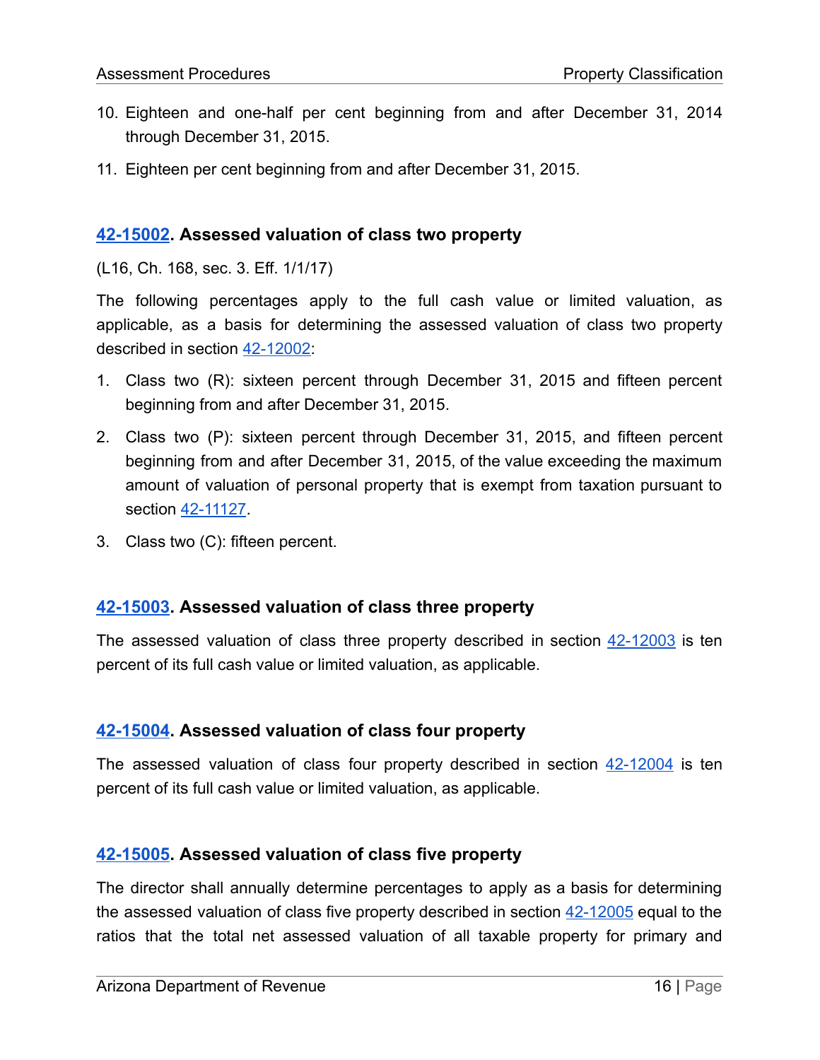10. Eighteen and one-half per cent beginning from and after December 31, 2014 through December 31, 2015.
11. Eighteen per cent beginning from and after December 31, 2015.

### [42-15002](). Assessed valuation of class two property

(L16, Ch. 168, sec. 3. Eff. 1/1/17)

The following percentages apply to the full cash value or limited valuation, as applicable, as a basis for determining the assessed valuation of class two property described in section [42-12002]():

1. Class two (R): sixteen percent through December 31, 2015 and fifteen percent beginning from and after December 31, 2015.
2. Class two (P): sixteen percent through December 31, 2015, and fifteen percent beginning from and after December 31, 2015, of the value exceeding the maximum amount of valuation of personal property that is exempt from taxation pursuant to section [42-11127]().
3. Class two (C): fifteen percent.

### [42-15003](). Assessed valuation of class three property

The assessed valuation of class three property described in section [42-12003]() is ten percent of its full cash value or limited valuation, as applicable.

### [42-15004](). Assessed valuation of class four property

The assessed valuation of class four property described in section [42-12004]() is ten percent of its full cash value or limited valuation, as applicable.

### [42-15005](). Assessed valuation of class five property

The director shall annually determine percentages to apply as a basis for determining the assessed valuation of class five property described in section [42-12005]() equal to the ratios that the total net assessed valuation of all taxable property for primary and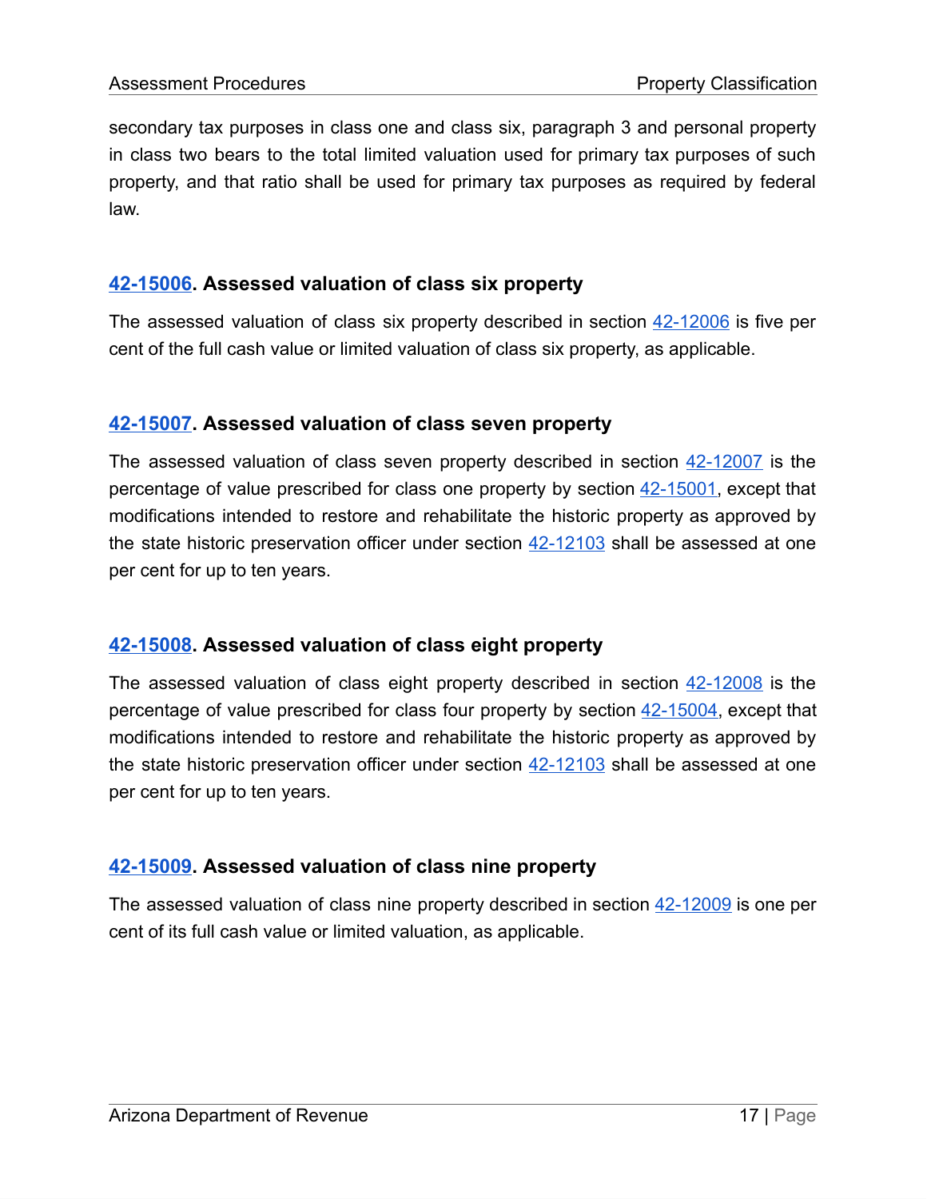secondary tax purposes in class one and class six, paragraph 3 and personal property in class two bears to the total limited valuation used for primary tax purposes of such property, and that ratio shall be used for primary tax purposes as required by federal law.

### [42-15006](). Assessed valuation of class six property

The assessed valuation of class six property described in section [42-12006]() is five per cent of the full cash value or limited valuation of class six property, as applicable.

### [42-15007](). Assessed valuation of class seven property

The assessed valuation of class seven property described in section [42-12007]() is the percentage of value prescribed for class one property by section [42-15001](), except that modifications intended to restore and rehabilitate the historic property as approved by the state historic preservation officer under section [42-12103]() shall be assessed at one per cent for up to ten years.

### [42-15008](). Assessed valuation of class eight property

The assessed valuation of class eight property described in section [42-12008]() is the percentage of value prescribed for class four property by section [42-15004](), except that modifications intended to restore and rehabilitate the historic property as approved by the state historic preservation officer under section [42-12103]() shall be assessed at one per cent for up to ten years.

### [42-15009](). Assessed valuation of class nine property

The assessed valuation of class nine property described in section [42-12009]() is one per cent of its full cash value or limited valuation, as applicable.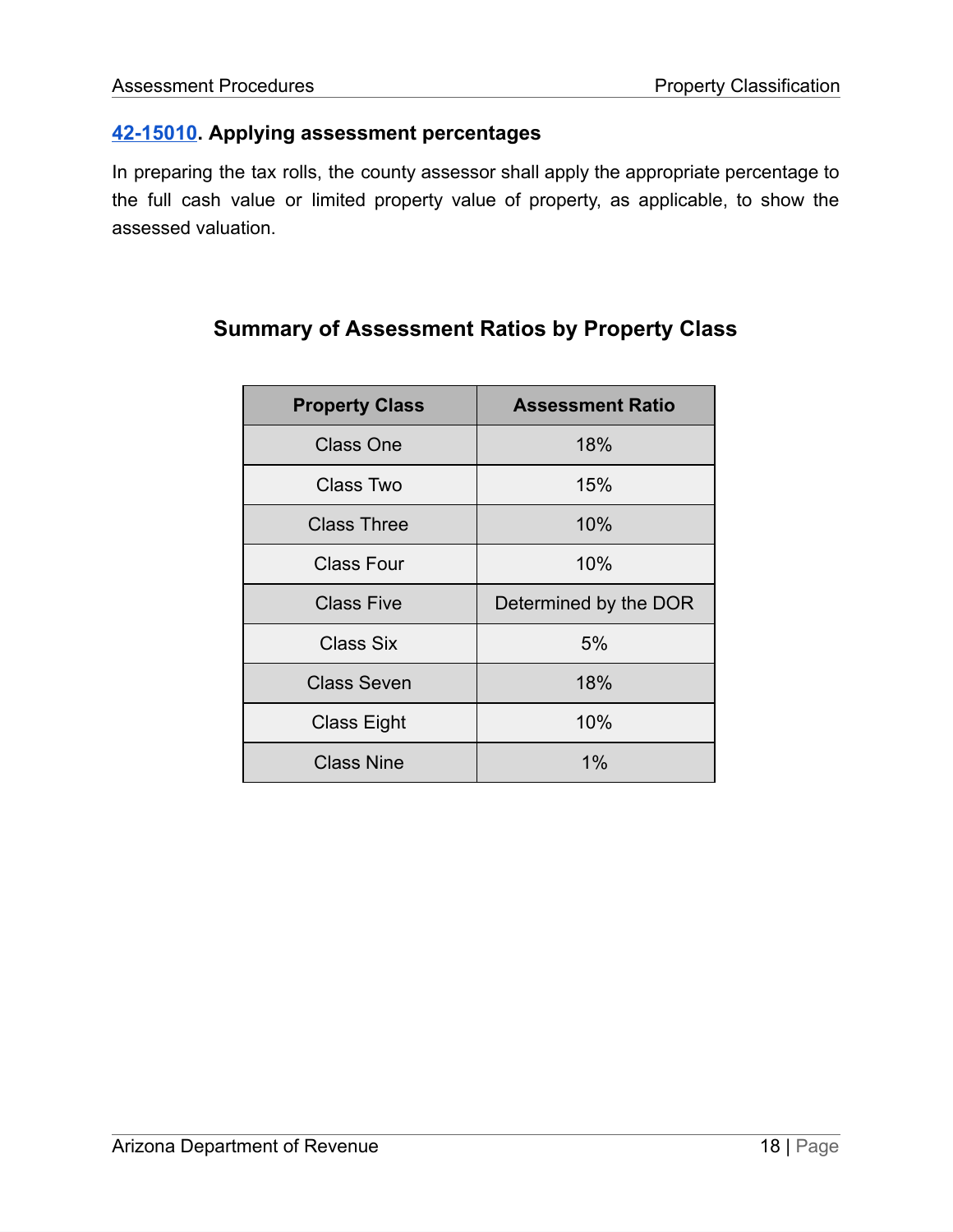### [42-15010](42-15010). Applying assessment percentages

In preparing the tax rolls, the county assessor shall apply the appropriate percentage to the full cash value or limited property value of property, as applicable, to show the assessed valuation.

## Summary of Assessment Ratios by Property Class

| Property Class | Assessment Ratio |
|---|---|
| Class One | 18% |
| Class Two | 15% |
| Class Three | 10% |
| Class Four | 10% |
| Class Five | Determined by the DOR |
| Class Six | 5% |
| Class Seven | 18% |
| Class Eight | 10% |
| Class Nine | 1% |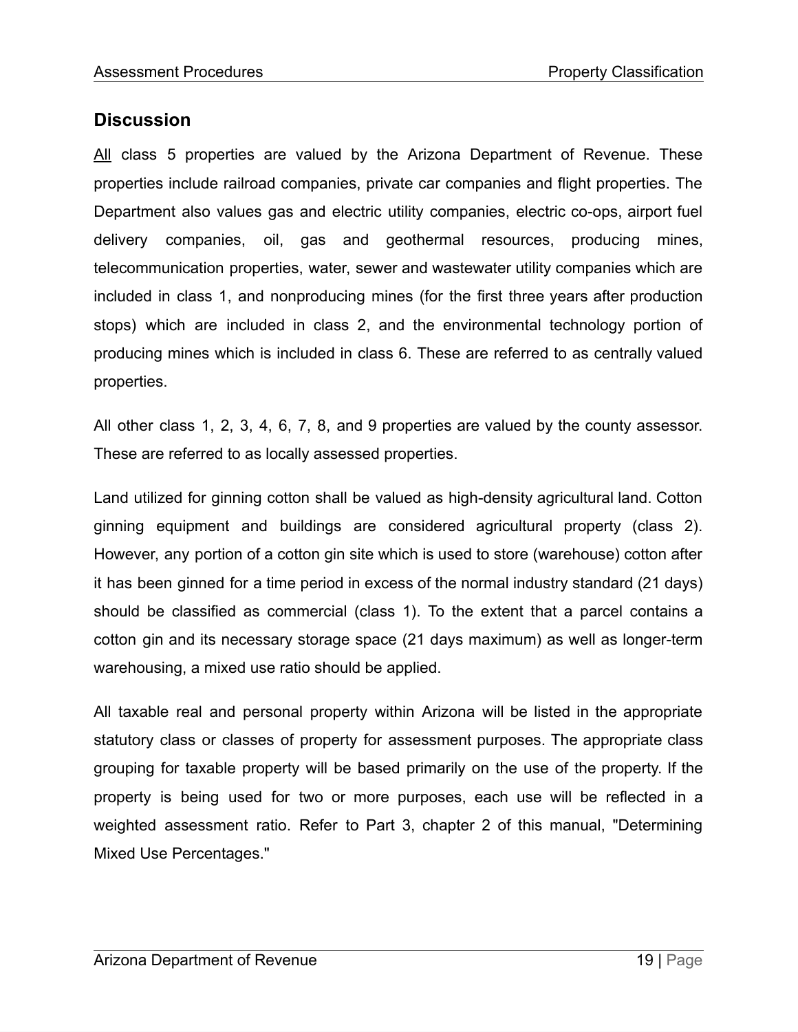## Discussion

All class 5 properties are valued by the Arizona Department of Revenue. These properties include railroad companies, private car companies and flight properties. The Department also values gas and electric utility companies, electric co-ops, airport fuel delivery companies, oil, gas and geothermal resources, producing mines, telecommunication properties, water, sewer and wastewater utility companies which are included in class 1, and nonproducing mines (for the first three years after production stops) which are included in class 2, and the environmental technology portion of producing mines which is included in class 6. These are referred to as centrally valued properties.

All other class 1, 2, 3, 4, 6, 7, 8, and 9 properties are valued by the county assessor. These are referred to as locally assessed properties.

Land utilized for ginning cotton shall be valued as high-density agricultural land. Cotton ginning equipment and buildings are considered agricultural property (class 2). However, any portion of a cotton gin site which is used to store (warehouse) cotton after it has been ginned for a time period in excess of the normal industry standard (21 days) should be classified as commercial (class 1). To the extent that a parcel contains a cotton gin and its necessary storage space (21 days maximum) as well as longer-term warehousing, a mixed use ratio should be applied.

All taxable real and personal property within Arizona will be listed in the appropriate statutory class or classes of property for assessment purposes. The appropriate class grouping for taxable property will be based primarily on the use of the property. If the property is being used for two or more purposes, each use will be reflected in a weighted assessment ratio. Refer to Part 3, chapter 2 of this manual, "Determining Mixed Use Percentages."